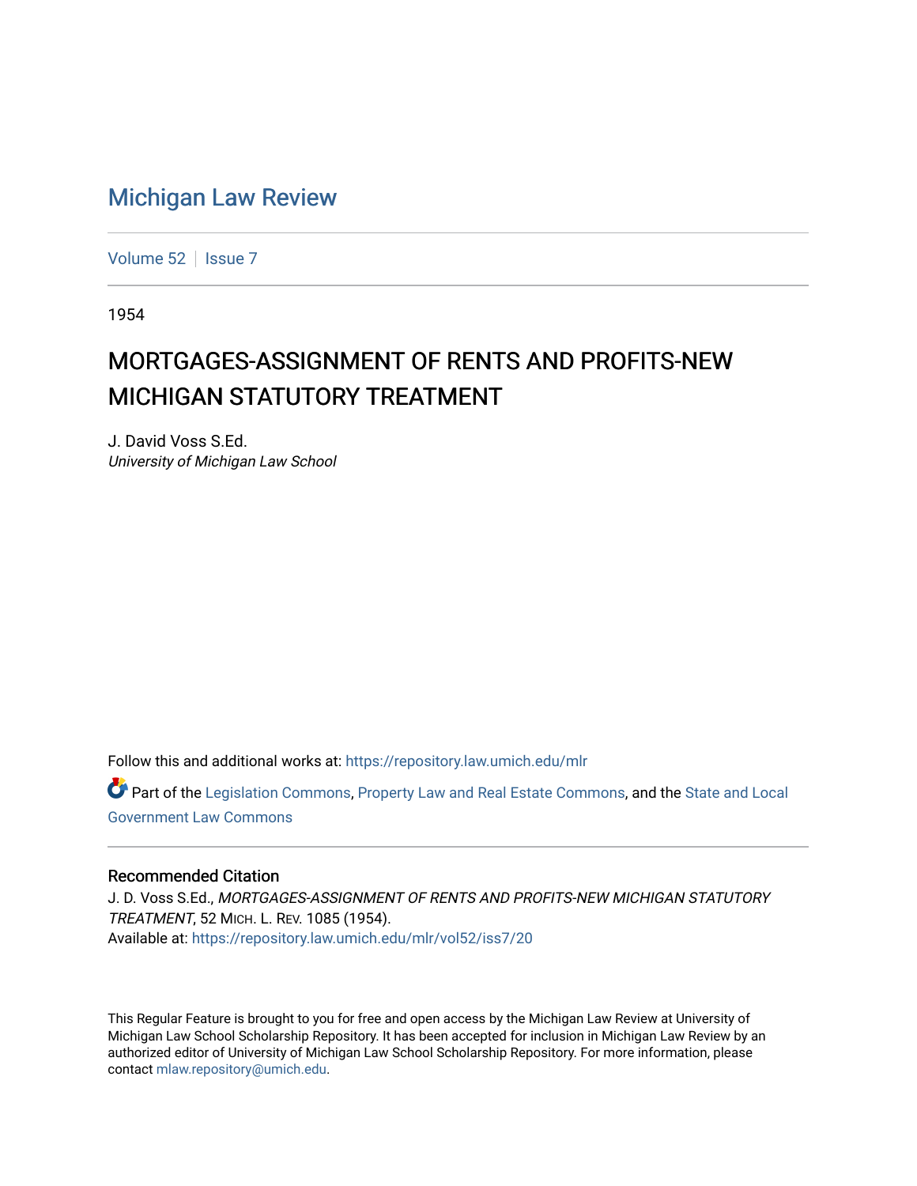# Michigan Law Review

Volume 52 | Issue 7

1954

## MORTGAGES-ASSIGNMENT OF RENTS AND PROFITS-NEW MICHIGAN STATUTORY TREATMENT

J. David Voss S.Ed.
*University of Michigan Law School*

Follow this and additional works at: https://repository.law.umich.edu/mlr

Part of the Legislation Commons, Property Law and Real Estate Commons, and the State and Local Government Law Commons

### Recommended Citation

J. D. Voss S.Ed., *MORTGAGES-ASSIGNMENT OF RENTS AND PROFITS-NEW MICHIGAN STATUTORY TREATMENT*, 52 MICH. L. REV. 1085 (1954).
Available at: https://repository.law.umich.edu/mlr/vol52/iss7/20

This Regular Feature is brought to you for free and open access by the Michigan Law Review at University of Michigan Law School Scholarship Repository. It has been accepted for inclusion in Michigan Law Review by an authorized editor of University of Michigan Law School Scholarship Repository. For more information, please contact mlaw.repository@umich.edu.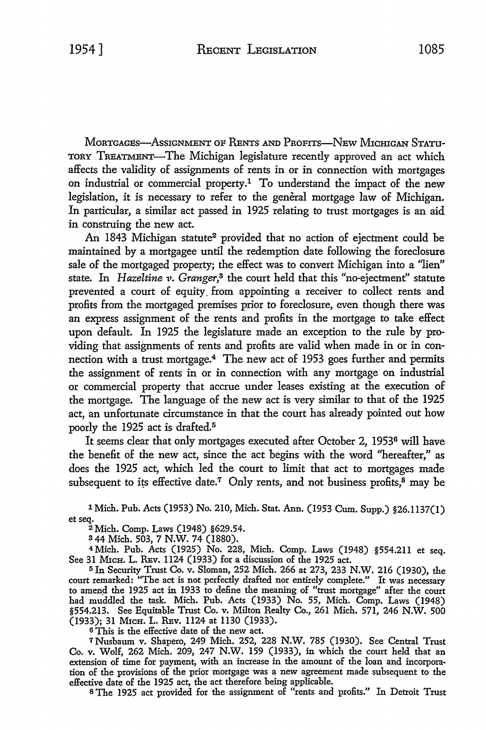MORTGAGES—ASSIGNMENT OF RENTS AND PROFITS—NEW MICHIGAN STATUTORY TREATMENT—The Michigan legislature recently approved an act which affects the validity of assignments of rents in or in connection with mortgages on industrial or commercial property.[1] To understand the impact of the new legislation, it is necessary to refer to the general mortgage law of Michigan. In particular, a similar act passed in 1925 relating to trust mortgages is an aid in construing the new act.

An 1843 Michigan statute[2] provided that no action of ejectment could be maintained by a mortgagee until the redemption date following the foreclosure sale of the mortgaged property; the effect was to convert Michigan into a "lien" state. In *Hazeltine v. Granger*,[3] the court held that this "no-ejectment" statute prevented a court of equity from appointing a receiver to collect rents and profits from the mortgaged premises prior to foreclosure, even though there was an express assignment of the rents and profits in the mortgage to take effect upon default. In 1925 the legislature made an exception to the rule by providing that assignments of rents and profits are valid when made in or in connection with a trust mortgage.[4] The new act of 1953 goes further and permits the assignment of rents in or in connection with any mortgage on industrial or commercial property that accrue under leases existing at the execution of the mortgage. The language of the new act is very similar to that of the 1925 act, an unfortunate circumstance in that the court has already pointed out how poorly the 1925 act is drafted.[5]

It seems clear that only mortgages executed after October 2, 1953[6] will have the benefit of the new act, since the act begins with the word "hereafter," as does the 1925 act, which led the court to limit that act to mortgages made subsequent to its effective date.[7] Only rents, and not business profits,[8] may be

---

[1] Mich. Pub. Acts (1953) No. 210, Mich. Stat. Ann. (1953 Cum. Supp.) §26.1137(1) et seq.

[2] Mich. Comp. Laws (1948) §629.54.

[3] 44 Mich. 503, 7 N.W. 74 (1880).

[4] Mich. Pub. Acts (1925) No. 228, Mich. Comp. Laws (1948) §554.211 et seq. See 31 MICH. L. REV. 1124 (1933) for a discussion of the 1925 act.

[5] In Security Trust Co. v. Sloman, 252 Mich. 266 at 273, 233 N.W. 216 (1930), the court remarked: "The act is not perfectly drafted nor entirely complete." It was necessary to amend the 1925 act in 1933 to define the meaning of "trust mortgage" after the court had muddled the task. Mich. Pub. Acts (1933) No. 55, Mich. Comp. Laws (1948) §554.213. See Equitable Trust Co. v. Milton Realty Co., 261 Mich. 571, 246 N.W. 500 (1933); 31 MICH. L. REV. 1124 at 1130 (1933).

[6] This is the effective date of the new act.

[7] Nusbaum v. Shapero, 249 Mich. 252, 228 N.W. 785 (1930). See Central Trust Co. v. Wolf, 262 Mich. 209, 247 N.W. 159 (1933), in which the court held that an extension of time for payment, with an increase in the amount of the loan and incorporation of the provisions of the prior mortgage was a new agreement made subsequent to the effective date of the 1925 act, the act therefore being applicable.

[8] The 1925 act provided for the assignment of "rents and profits." In Detroit Trust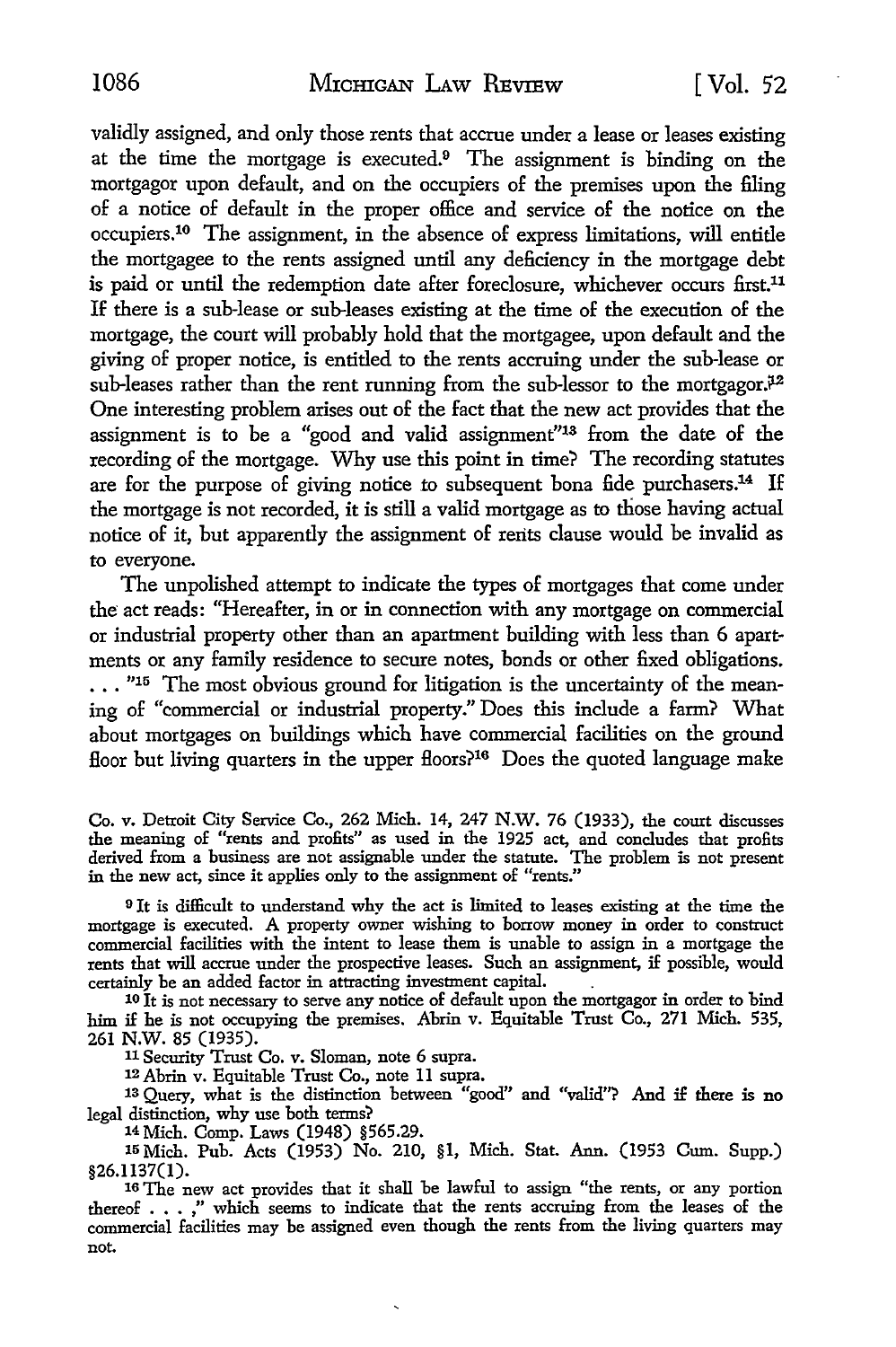validly assigned, and only those rents that accrue under a lease or leases existing at the time the mortgage is executed.[9] The assignment is binding on the mortgagor upon default, and on the occupiers of the premises upon the filing of a notice of default in the proper office and service of the notice on the occupiers.[10] The assignment, in the absence of express limitations, will entitle the mortgagee to the rents assigned until any deficiency in the mortgage debt is paid or until the redemption date after foreclosure, whichever occurs first.[11] If there is a sub-lease or sub-leases existing at the time of the execution of the mortgage, the court will probably hold that the mortgagee, upon default and the giving of proper notice, is entitled to the rents accruing under the sub-lease or sub-leases rather than the rent running from the sub-lessor to the mortgagor.[12] One interesting problem arises out of the fact that the new act provides that the assignment is to be a "good and valid assignment"[13] from the date of the recording of the mortgage. Why use this point in time? The recording statutes are for the purpose of giving notice to subsequent bona fide purchasers.[14] If the mortgage is not recorded, it is still a valid mortgage as to those having actual notice of it, but apparently the assignment of rents clause would be invalid as to everyone.

The unpolished attempt to indicate the types of mortgages that come under the act reads: "Hereafter, in or in connection with any mortgage on commercial or industrial property other than an apartment building with less than 6 apartments or any family residence to secure notes, bonds or other fixed obligations. . . ."[15] The most obvious ground for litigation is the uncertainty of the meaning of "commercial or industrial property." Does this include a farm? What about mortgages on buildings which have commercial facilities on the ground floor but living quarters in the upper floors?[16] Does the quoted language make

Co. v. Detroit City Service Co., 262 Mich. 14, 247 N.W. 76 (1933), the court discusses the meaning of "rents and profits" as used in the 1925 act, and concludes that profits derived from a business are not assignable under the statute. The problem is not present in the new act, since it applies only to the assignment of "rents."

[9] It is difficult to understand why the act is limited to leases existing at the time the mortgage is executed. A property owner wishing to borrow money in order to construct commercial facilities with the intent to lease them is unable to assign in a mortgage the rents that will accrue under the prospective leases. Such an assignment, if possible, would certainly be an added factor in attracting investment capital.

[10] It is not necessary to serve any notice of default upon the mortgagor in order to bind him if he is not occupying the premises. Abrin v. Equitable Trust Co., 271 Mich. 535, 261 N.W. 85 (1935).

[11] Security Trust Co. v. Sloman, note 6 supra.

[12] Abrin v. Equitable Trust Co., note 11 supra.

[13] Query, what is the distinction between "good" and "valid"? And if there is no legal distinction, why use both terms?

[14] Mich. Comp. Laws (1948) §565.29.

[15] Mich. Pub. Acts (1953) No. 210, §1, Mich. Stat. Ann. (1953 Cum. Supp.) §26.1137(1).

[16] The new act provides that it shall be lawful to assign "the rents, or any portion thereof . . . ," which seems to indicate that the rents accruing from the leases of the commercial facilities may be assigned even though the rents from the living quarters may not.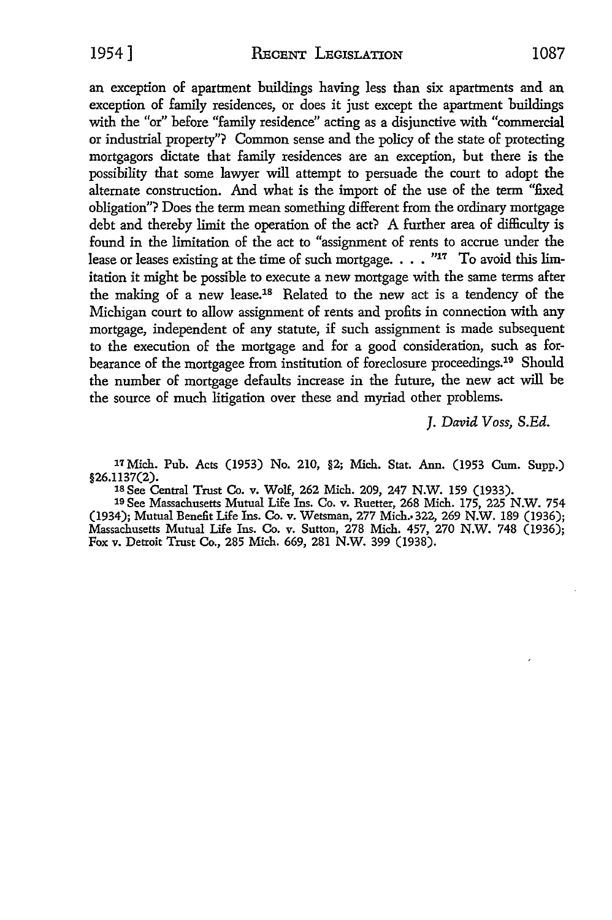an exception of apartment buildings having less than six apartments and an exception of family residences, or does it just except the apartment buildings with the "or" before "family residence" acting as a disjunctive with "commercial or industrial property"? Common sense and the policy of the state of protecting mortgagors dictate that family residences are an exception, but there is the possibility that some lawyer will attempt to persuade the court to adopt the alternate construction. And what is the import of the use of the term "fixed obligation"? Does the term mean something different from the ordinary mortgage debt and thereby limit the operation of the act? A further area of difficulty is found in the limitation of the act to "assignment of rents to accrue under the lease or leases existing at the time of such mortgage. . . . "[17] To avoid this limitation it might be possible to execute a new mortgage with the same terms after the making of a new lease.[18] Related to the new act is a tendency of the Michigan court to allow assignment of rents and profits in connection with any mortgage, independent of any statute, if such assignment is made subsequent to the execution of the mortgage and for a good consideration, such as forbearance of the mortgagee from institution of foreclosure proceedings.[19] Should the number of mortgage defaults increase in the future, the new act will be the source of much litigation over these and myriad other problems.

*J. David Voss, S.Ed.*

[17] Mich. Pub. Acts (1953) No. 210, §2; Mich. Stat. Ann. (1953 Cum. Supp.) §26.1137(2).

[18] See Central Trust Co. v. Wolf, 262 Mich. 209, 247 N.W. 159 (1933).

[19] See Massachusetts Mutual Life Ins. Co. v. Ruetter, 268 Mich. 175, 225 N.W. 754 (1934); Mutual Benefit Life Ins. Co. v. Wetsman, 277 Mich. 322, 269 N.W. 189 (1936); Massachusetts Mutual Life Ins. Co. v. Sutton, 278 Mich. 457, 270 N.W. 748 (1936); Fox v. Detroit Trust Co., 285 Mich. 669, 281 N.W. 399 (1938).